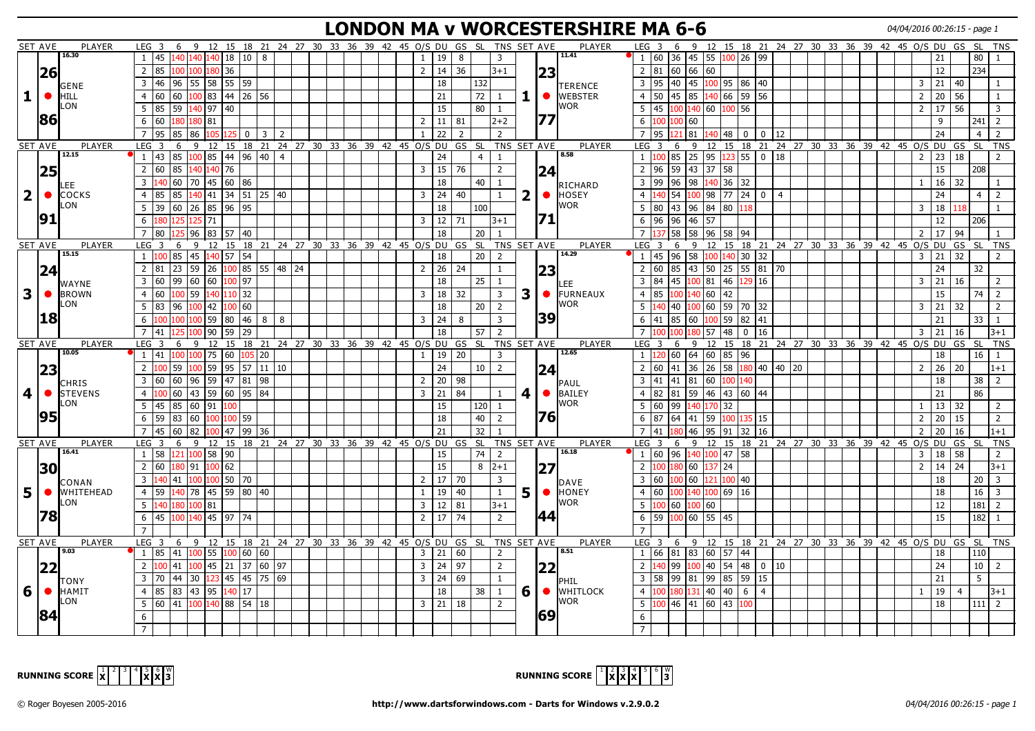# LONDON MA v WORCESTERSHIRE MA 6-6

04/04/2016 00:26:15 - page 1

## Set 1

**GENE HILL** (LON) — Set Ave 26.86 (16.30)

| LEG | 3 | 6 | 9 | 12 | 15 | 18 | 21 | 24 | 27 | O/S | DU | GS | SL | TNS |
|---|---|---|---|---|---|---|---|---|---|---|---|---|---|---|
| 1 | 45 | 140 | 140 | 140 | 18 | 10 | 8 | | | 1 | 19 | 8 | | 3 |
| 2 | 85 | 100 | 100 | 180 | 36 | | | | | 2 | 14 | 36 | | 3+1 |
| 3 | 46 | 96 | 55 | 58 | 55 | 59 | | | | | 18 | | 132 | |
| 4 | 60 | 60 | 100 | 83 | 44 | 26 | 56 | | | | 21 | | 72 | 1 |
| 5 | 85 | 59 | 140 | 97 | 40 | | | | | | 15 | | 80 | 1 |
| 6 | 60 | 180 | 180 | 81 | | | | | | 2 | 11 | 81 | | 2+2 |
| 7 | 95 | 85 | 86 | 105 | 125 | 0 | 3 | 2 | | 1 | 22 | 2 | | 2 |

**TERENCE WEBSTER** (WOR) — Set Ave 23.77 (11.41)

| LEG | 3 | 6 | 9 | 12 | 15 | 18 | 21 | 24 | 27 | O/S | DU | GS | SL | TNS |
|---|---|---|---|---|---|---|---|---|---|---|---|---|---|---|
| 1 | 60 | 36 | 45 | 55 | 100 | 26 | 99 | | | | 21 | | 80 | 1 |
| 2 | 81 | 60 | 66 | 60 | | | | | | | 12 | | 234 | |
| 3 | 95 | 40 | 45 | 100 | 95 | 86 | 40 | | | 3 | 21 | 40 | | 1 |
| 4 | 50 | 45 | 85 | 140 | 66 | 59 | 56 | | | 2 | 20 | 56 | | 1 |
| 5 | 45 | 100 | 140 | 60 | 100 | 56 | | | | 2 | 17 | 56 | | 3 |
| 6 | 100 | 100 | 60 | | | | | | | | 9 | | 241 | 2 |
| 7 | 95 | 121 | 81 | 140 | 48 | 0 | 0 | 12 | | | 24 | | 4 | 2 |

## Set 2

**LEE COCKS** (LON) — Set Ave 25.91 (12.15)

| LEG | 3 | 6 | 9 | 12 | 15 | 18 | 21 | 24 | 27 | O/S | DU | GS | SL | TNS |
|---|---|---|---|---|---|---|---|---|---|---|---|---|---|---|
| 1 | 43 | 85 | 100 | 85 | 44 | 96 | 40 | 4 | | | 24 | | 4 | 1 |
| 2 | 60 | 85 | 140 | 140 | 76 | | | | | 3 | 15 | 76 | | 2 |
| 3 | 140 | 60 | 70 | 45 | 60 | 86 | | | | | 18 | | 40 | 1 |
| 4 | 85 | 85 | 140 | 41 | 34 | 51 | 25 | 40 | | 3 | 24 | 40 | | 1 |
| 5 | 39 | 60 | 26 | 85 | 96 | 95 | | | | | 18 | | 100 | |
| 6 | 180 | 125 | 125 | 71 | | | | | | 3 | 12 | 71 | | 3+1 |
| 7 | 80 | 125 | 96 | 83 | 57 | 40 | | | | | 18 | | 20 | 1 |

**RICHARD HOSEY** (WOR) — Set Ave 24.71 (8.58)

| LEG | 3 | 6 | 9 | 12 | 15 | 18 | 21 | 24 | 27 | O/S | DU | GS | SL | TNS |
|---|---|---|---|---|---|---|---|---|---|---|---|---|---|---|
| 1 | 100 | 85 | 25 | 95 | 123 | 55 | 0 | 18 | | 2 | 23 | 18 | | 2 |
| 2 | 96 | 59 | 43 | 37 | 58 | | | | | | 15 | | 208 | |
| 3 | 99 | 96 | 98 | 140 | 36 | 32 | | | | 1 | 16 | 32 | | 1 |
| 4 | 140 | 54 | 100 | 98 | 77 | 24 | 0 | 4 | | | 24 | | 4 | 2 |
| 5 | 80 | 43 | 96 | 84 | 80 | 118 | | | | 3 | 18 | 118 | | 1 |
| 6 | 96 | 96 | 46 | 57 | | | | | | | 12 | | 206 | |
| 7 | 137 | 58 | 58 | 96 | 58 | 94 | | | | 2 | 17 | 94 | | 1 |

## Set 3

**WAYNE BROWN** (LON) — Set Ave 24.18 (15.15)

| LEG | 3 | 6 | 9 | 12 | 15 | 18 | 21 | 24 | 27 | O/S | DU | GS | SL | TNS |
|---|---|---|---|---|---|---|---|---|---|---|---|---|---|---|
| 1 | 100 | 85 | 45 | 140 | 57 | 54 | | | | | 18 | | 20 | 2 |
| 2 | 81 | 23 | 59 | 26 | 100 | 85 | 55 | 48 | 24 | 2 | 26 | 24 | | 1 |
| 3 | 60 | 99 | 60 | 60 | 100 | 97 | | | | | 18 | | 25 | 1 |
| 4 | 60 | 100 | 59 | 140 | 110 | 32 | | | | 3 | 18 | 32 | | 3 |
| 5 | 83 | 96 | 100 | 42 | 100 | 60 | | | | | 18 | | 20 | 2 |
| 6 | 100 | 100 | 100 | 59 | 80 | 46 | 8 | 8 | | 3 | 24 | 8 | | 3 |
| 7 | 41 | 125 | 100 | 90 | 59 | 29 | | | | | 18 | | 57 | 2 |

**LEE FURNEAUX** (WOR) — Set Ave 23.39 (14.29)

| LEG | 3 | 6 | 9 | 12 | 15 | 18 | 21 | 24 | 27 | O/S | DU | GS | SL | TNS |
|---|---|---|---|---|---|---|---|---|---|---|---|---|---|---|
| 1 | 45 | 96 | 58 | 100 | 140 | 30 | 32 | | | 3 | 21 | 32 | | 2 |
| 2 | 60 | 85 | 43 | 50 | 25 | 55 | 81 | 70 | | | 24 | | 32 | |
| 3 | 84 | 45 | 100 | 81 | 46 | 129 | 16 | | | 3 | 21 | 16 | | 2 |
| 4 | 85 | 100 | 140 | 60 | 42 | | | | | | 15 | | 74 | 2 |
| 5 | 140 | 40 | 100 | 60 | 59 | 70 | 32 | | | 3 | 21 | 32 | | 2 |
| 6 | 41 | 85 | 60 | 100 | 59 | 82 | 41 | | | | 21 | | 33 | 1 |
| 7 | 100 | 100 | 180 | 57 | 48 | 0 | 16 | | | 3 | 21 | 16 | | 3+1 |

## Set 4

**CHRIS STEVENS** (LON) — Set Ave 23.95 (10.05)

| LEG | 3 | 6 | 9 | 12 | 15 | 18 | 21 | 24 | 27 | O/S | DU | GS | SL | TNS |
|---|---|---|---|---|---|---|---|---|---|---|---|---|---|---|
| 1 | 41 | 100 | 100 | 75 | 60 | 105 | 20 | | | 1 | 19 | 20 | | 3 |
| 2 | 100 | 59 | 100 | 59 | 95 | 57 | 11 | 10 | | | 24 | | 10 | 2 |
| 3 | 60 | 60 | 96 | 59 | 47 | 81 | 98 | | | 2 | 20 | 98 | | |
| 4 | 100 | 60 | 43 | 59 | 60 | 95 | 84 | | | 3 | 21 | 84 | | 1 |
| 5 | 45 | 85 | 60 | 91 | 100 | | | | | | 15 | | 120 | 1 |
| 6 | 59 | 83 | 60 | 100 | 100 | 59 | | | | | 18 | | 40 | 2 |
| 7 | 45 | 60 | 82 | 100 | 47 | 99 | 36 | | | | 21 | | 32 | 1 |

**PAUL BAILEY** (WOR) — Set Ave 24.76 (12.65)

| LEG | 3 | 6 | 9 | 12 | 15 | 18 | 21 | 24 | 27 | O/S | DU | GS | SL | TNS |
|---|---|---|---|---|---|---|---|---|---|---|---|---|---|---|
| 1 | 120 | 60 | 64 | 60 | 85 | 96 | | | | | 18 | | 16 | 1 |
| 2 | 60 | 41 | 36 | 26 | 58 | 180 | 40 | 40 | 20 | 2 | 26 | 20 | | 1+1 |
| 3 | 41 | 41 | 81 | 60 | 100 | 140 | | | | | 18 | | 38 | 2 |
| 4 | 82 | 81 | 59 | 46 | 43 | 60 | 44 | | | | 21 | | 86 | |
| 5 | 60 | 99 | 140 | 170 | 32 | | | | | 1 | 13 | 32 | | 2 |
| 6 | 87 | 64 | 41 | 59 | 100 | 135 | 15 | | | 2 | 20 | 15 | | 2 |
| 7 | 41 | 180 | 46 | 95 | 91 | 32 | 16 | | | 2 | 20 | 16 | | 1+1 |

## Set 5

**CONAN WHITEHEAD** (LON) — Set Ave 30.78 (16.41)

| LEG | 3 | 6 | 9 | 12 | 15 | 18 | 21 | 24 | 27 | O/S | DU | GS | SL | TNS |
|---|---|---|---|---|---|---|---|---|---|---|---|---|---|---|
| 1 | 58 | 121 | 100 | 58 | 90 | | | | | | 15 | | 74 | 2 |
| 2 | 60 | 180 | 91 | 100 | 62 | | | | | | 15 | | 8 | 2+1 |
| 3 | 140 | 41 | 100 | 100 | 50 | 70 | | | | 2 | 17 | 70 | | 3 |
| 4 | 59 | 140 | 78 | 45 | 59 | 80 | 40 | | | 1 | 19 | 40 | | 1 |
| 5 | 140 | 180 | 100 | 81 | | | | | | 3 | 12 | 81 | | 3+1 |
| 6 | 45 | 100 | 140 | 45 | 97 | 74 | | | | 2 | 17 | 74 | | 2 |
| 7 | | | | | | | | | | | | | | |

**DAVE HONEY** (WOR) — Set Ave 27.44 (16.18)

| LEG | 3 | 6 | 9 | 12 | 15 | 18 | 21 | 24 | 27 | O/S | DU | GS | SL | TNS |
|---|---|---|---|---|---|---|---|---|---|---|---|---|---|---|
| 1 | 60 | 96 | 140 | 100 | 47 | 58 | | | | 3 | 18 | 58 | | 2 |
| 2 | 100 | 180 | 60 | 137 | 24 | | | | | 2 | 14 | 24 | | 3+1 |
| 3 | 60 | 100 | 60 | 121 | 100 | 40 | | | | | 18 | | 20 | 3 |
| 4 | 60 | 100 | 140 | 100 | 69 | 16 | | | | | 18 | | 16 | 3 |
| 5 | 100 | 60 | 100 | 60 | | | | | | | 12 | | 181 | 2 |
| 6 | 59 | 100 | 60 | 55 | 45 | | | | | | 15 | | 182 | 1 |
| 7 | | | | | | | | | | | | | | |

## Set 6

**TONY HAMIT** (LON) — Set Ave 22.84 (9.03)

| LEG | 3 | 6 | 9 | 12 | 15 | 18 | 21 | 24 | 27 | O/S | DU | GS | SL | TNS |
|---|---|---|---|---|---|---|---|---|---|---|---|---|---|---|
| 1 | 85 | 41 | 100 | 55 | 100 | 60 | 60 | | | 3 | 21 | 60 | | 2 |
| 2 | 100 | 41 | 100 | 45 | 21 | 37 | 60 | 97 | | 3 | 24 | 97 | | 2 |
| 3 | 70 | 44 | 30 | 123 | 45 | 45 | 75 | 69 | | 3 | 24 | 69 | | 1 |
| 4 | 85 | 83 | 43 | 95 | 140 | 17 | | | | | 18 | | 38 | 1 |
| 5 | 60 | 41 | 100 | 140 | 88 | 54 | 18 | | | 3 | 21 | 18 | | 2 |
| 6 | | | | | | | | | | | | | | |
| 7 | | | | | | | | | | | | | | |

**PHIL WHITLOCK** (WOR) — Set Ave 22.69 (8.51)

| LEG | 3 | 6 | 9 | 12 | 15 | 18 | 21 | 24 | 27 | O/S | DU | GS | SL | TNS |
|---|---|---|---|---|---|---|---|---|---|---|---|---|---|---|
| 1 | 66 | 81 | 83 | 60 | 57 | 44 | | | | | 18 | | 110 | |
| 2 | 140 | 99 | 100 | 40 | 54 | 48 | 0 | 10 | | | 24 | | 10 | 2 |
| 3 | 58 | 99 | 81 | 99 | 85 | 59 | 15 | | | | 21 | | 5 | |
| 4 | 100 | 180 | 131 | 40 | 40 | 6 | 4 | | | 1 | 19 | 4 | | 3+1 |
| 5 | 100 | 46 | 41 | 60 | 43 | 100 | | | | | 18 | | 111 | 2 |
| 6 | | | | | | | | | | | | | | |
| 7 | | | | | | | | | | | | | | |

**RUNNING SCORE (LON)**

| 1 | 2 | 3 | 4 | 5 | 6 | W |
|---|---|---|---|---|---|---|
| X | | | | X | X | 3 |

**RUNNING SCORE (WOR)**

| 1 | 2 | 3 | 4 | 5 | 6 | W |
|---|---|---|---|---|---|---|
| | X | X | X | | | 3 |

© Roger Boyesen 2005-2016 http://www.dartsforwindows.com - Darts for Windows v.2.9.0.2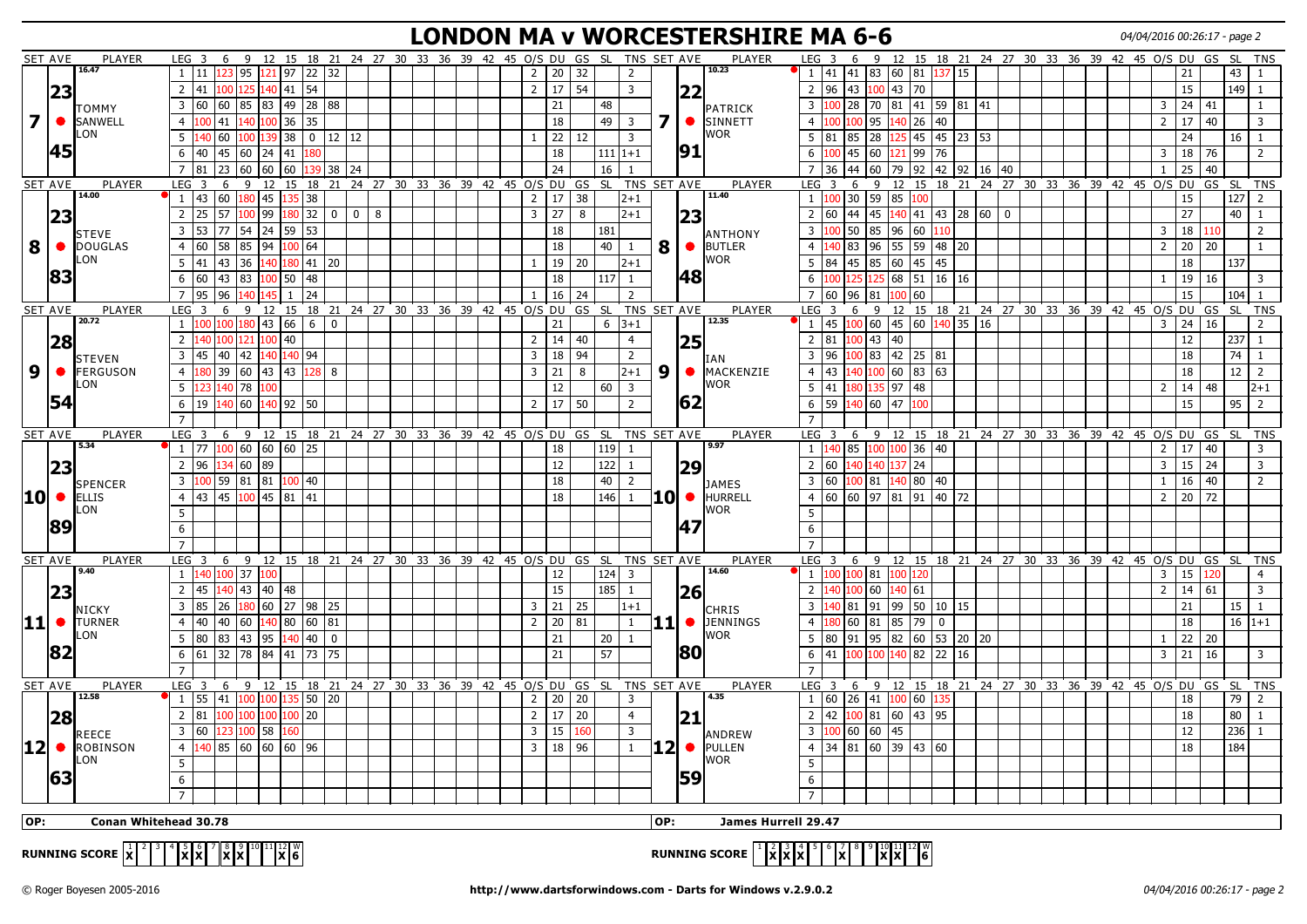# LONDON MA v WORCESTERSHIRE MA 6-6

04/04/2016 00:26:17 - page 2

## Set 7

| SET AVE | PLAYER | LEG | Scores | O/S | DU | GS | SL | TNS |
|---|---|---|---|---|---|---|---|---|
| 16.47 / 23.45 | 7 TOMMY SANWELL LON | 1 | 11, 123, 95, 121, 97, 22, 32 | 2 | 20 | 32 | | 2 |
| | | 2 | 41, 100, 125, 140, 41, 54 | 2 | 17 | 54 | | 3 |
| | | 3 | 60, 60, 85, 83, 49, 28, 88 | | 21 | | 48 | |
| | | 4 | 100, 41, 140, 100, 36, 35 | | 18 | | 49 | 3 |
| | | 5 | 140, 60, 100, 139, 38, 0, 12, 12 | 1 | 22 | 12 | | 3 |
| | | 6 | 40, 45, 60, 24, 41, 180 | | 18 | | 111 | 1+1 |
| | | 7 | 81, 23, 60, 60, 60, 139, 38, 24 | | 24 | | 16 | 1 |

| SET AVE | PLAYER | LEG | Scores | O/S | DU | GS | SL | TNS |
|---|---|---|---|---|---|---|---|---|
| 10.23 / 22.91 | 7 PATRICK SINNETT WOR | 1 | 41, 41, 83, 60, 81, 137, 15 | | 21 | | 43 | 1 |
| | | 2 | 96, 43, 100, 43, 70 | | 15 | | 149 | 1 |
| | | 3 | 100, 28, 70, 81, 41, 59, 81, 41 | 3 | 24 | 41 | | 1 |
| | | 4 | 100, 100, 95, 140, 26, 40 | 2 | 17 | 40 | | 3 |
| | | 5 | 81, 85, 28, 125, 45, 45, 23, 53 | | 24 | | 16 | 1 |
| | | 6 | 100, 45, 60, 121, 99, 76 | 3 | 18 | 76 | | 2 |
| | | 7 | 36, 44, 60, 79, 92, 42, 92, 16, 40 | 1 | 25 | 40 | | |

## Set 8

| SET AVE | PLAYER | LEG | Scores | O/S | DU | GS | SL | TNS |
|---|---|---|---|---|---|---|---|---|
| 14.00 / 23.83 | 8 STEVE DOUGLAS LON | 1 | 43, 60, 180, 45, 135, 38 | 2 | 17 | 38 | | 2+1 |
| | | 2 | 25, 57, 100, 99, 180, 32, 0, 0, 8 | 3 | 27 | 8 | | 2+1 |
| | | 3 | 53, 77, 54, 24, 59, 53 | | 18 | | 181 | |
| | | 4 | 60, 58, 85, 94, 100, 64 | | 18 | | 40 | 1 |
| | | 5 | 41, 43, 36, 140, 180, 41, 20 | 1 | 19 | 20 | | 2+1 |
| | | 6 | 60, 43, 83, 100, 50, 48 | | 18 | | 117 | 1 |
| | | 7 | 95, 96, 140, 145, 1, 24 | 1 | 16 | 24 | | 2 |

| SET AVE | PLAYER | LEG | Scores | O/S | DU | GS | SL | TNS |
|---|---|---|---|---|---|---|---|---|
| 11.40 / 23.48 | 8 ANTHONY BUTLER WOR | 1 | 100, 30, 59, 85, 100 | | 15 | | 127 | 2 |
| | | 2 | 60, 44, 45, 140, 41, 43, 28, 60, 0 | | 27 | | 40 | 1 |
| | | 3 | 100, 50, 85, 96, 60, 110 | 3 | 18 | 110 | | 2 |
| | | 4 | 140, 83, 96, 55, 59, 48, 20 | 2 | 20 | 20 | | 1 |
| | | 5 | 84, 45, 85, 60, 45, 45 | | 18 | | 137 | |
| | | 6 | 100, 125, 125, 68, 51, 16, 16 | 1 | 19 | 16 | | 3 |
| | | 7 | 60, 96, 81, 100, 60 | | 15 | | 104 | 1 |

## Set 9

| SET AVE | PLAYER | LEG | Scores | O/S | DU | GS | SL | TNS |
|---|---|---|---|---|---|---|---|---|
| 20.72 / 28.54 | 9 STEVEN FERGUSON LON | 1 | 100, 100, 180, 43, 66, 6, 0 | | 21 | | 6 | 3+1 |
| | | 2 | 140, 100, 121, 100, 40 | 2 | 14 | 40 | | 4 |
| | | 3 | 45, 40, 42, 140, 140, 94 | 3 | 18 | 94 | | 2 |
| | | 4 | 180, 39, 60, 43, 43, 128, 8 | 3 | 21 | 8 | | 2+1 |
| | | 5 | 123, 140, 78, 100 | | 12 | | 60 | 3 |
| | | 6 | 19, 140, 60, 140, 92, 50 | 2 | 17 | 50 | | 2 |
| | | 7 | | | | | | |

| SET AVE | PLAYER | LEG | Scores | O/S | DU | GS | SL | TNS |
|---|---|---|---|---|---|---|---|---|
| 12.35 / 25.62 | 9 IAN MACKENZIE WOR | 1 | 45, 100, 60, 45, 60, 140, 35, 16 | 3 | 24 | 16 | | 2 |
| | | 2 | 81, 100, 43, 40 | | 12 | | 237 | 1 |
| | | 3 | 96, 100, 83, 42, 25, 81 | | 18 | | 74 | 1 |
| | | 4 | 43, 140, 100, 60, 83, 63 | | 18 | | 12 | 2 |
| | | 5 | 41, 180, 135, 97, 48 | 2 | 14 | 48 | | 2+1 |
| | | 6 | 59, 140, 60, 47, 100 | | 15 | | 95 | 2 |
| | | 7 | | | | | | |

## Set 10

| SET AVE | PLAYER | LEG | Scores | O/S | DU | GS | SL | TNS |
|---|---|---|---|---|---|---|---|---|
| 5.34 / 23.89 | 10 SPENCER ELLIS LON | 1 | 77, 100, 60, 60, 60, 25 | | 18 | | 119 | 1 |
| | | 2 | 96, 134, 60, 89 | | 12 | | 122 | 1 |
| | | 3 | 100, 59, 81, 81, 100, 40 | | 18 | | 40 | 2 |
| | | 4 | 43, 45, 100, 45, 81, 41 | | 18 | | 146 | 1 |
| | | 5 | | | | | | |
| | | 6 | | | | | | |
| | | 7 | | | | | | |

| SET AVE | PLAYER | LEG | Scores | O/S | DU | GS | SL | TNS |
|---|---|---|---|---|---|---|---|---|
| 9.97 / 29.47 | 10 JAMES HURRELL WOR | 1 | 140, 85, 100, 100, 36, 40 | 2 | 17 | 40 | | 3 |
| | | 2 | 60, 140, 140, 137, 24 | 3 | 15 | 24 | | 3 |
| | | 3 | 60, 100, 81, 140, 80, 40 | 1 | 16 | 40 | | 2 |
| | | 4 | 60, 60, 97, 81, 91, 40, 72 | 2 | 20 | 72 | | |
| | | 5 | | | | | | |
| | | 6 | | | | | | |
| | | 7 | | | | | | |

## Set 11

| SET AVE | PLAYER | LEG | Scores | O/S | DU | GS | SL | TNS |
|---|---|---|---|---|---|---|---|---|
| 9.40 / 23.82 | 11 NICKY TURNER LON | 1 | 140, 100, 37, 100 | | 12 | | 124 | 3 |
| | | 2 | 45, 140, 43, 40, 48 | | 15 | | 185 | 1 |
| | | 3 | 85, 26, 180, 60, 27, 98, 25 | 3 | 21 | 25 | | 1+1 |
| | | 4 | 40, 40, 60, 140, 80, 60, 81 | 2 | 20 | 81 | | 1 |
| | | 5 | 80, 83, 43, 95, 140, 40, 0 | | 21 | | 20 | 1 |
| | | 6 | 61, 32, 78, 84, 41, 73, 75 | | 21 | | 57 | |
| | | 7 | | | | | | |

| SET AVE | PLAYER | LEG | Scores | O/S | DU | GS | SL | TNS |
|---|---|---|---|---|---|---|---|---|
| 14.60 / 26.80 | 11 CHRIS JENNINGS WOR | 1 | 100, 100, 81, 100, 120 | 3 | 15 | 120 | | 4 |
| | | 2 | 140, 100, 60, 140, 61 | 2 | 14 | 61 | | 3 |
| | | 3 | 140, 81, 91, 99, 50, 10, 15 | | 21 | | 15 | 1 |
| | | 4 | 180, 60, 81, 85, 79, 0 | | 18 | | 16 | 1+1 |
| | | 5 | 80, 91, 95, 82, 60, 53, 20, 20 | 1 | 22 | 20 | | |
| | | 6 | 41, 100, 100, 140, 82, 22, 16 | 3 | 21 | 16 | | 3 |
| | | 7 | | | | | | |

## Set 12

| SET AVE | PLAYER | LEG | Scores | O/S | DU | GS | SL | TNS |
|---|---|---|---|---|---|---|---|---|
| 12.58 / 28.63 | 12 REECE ROBINSON LON | 1 | 55, 41, 100, 100, 135, 50, 20 | 2 | 20 | 20 | | 3 |
| | | 2 | 81, 100, 100, 100, 100, 20 | 2 | 17 | 20 | | 4 |
| | | 3 | 60, 123, 100, 58, 160 | 3 | 15 | 160 | | 3 |
| | | 4 | 140, 85, 60, 60, 60, 96 | 3 | 18 | 96 | | 1 |
| | | 5 | | | | | | |
| | | 6 | | | | | | |
| | | 7 | | | | | | |

| SET AVE | PLAYER | LEG | Scores | O/S | DU | GS | SL | TNS |
|---|---|---|---|---|---|---|---|---|
| 4.35 / 21.59 | 12 ANDREW PULLEN WOR | 1 | 60, 26, 41, 100, 60, 135 | | 18 | | 79 | 2 |
| | | 2 | 42, 100, 81, 60, 43, 95 | | 18 | | 80 | 1 |
| | | 3 | 100, 60, 60, 45 | | 12 | | 236 | 1 |
| | | 4 | 34, 81, 60, 39, 43, 60 | | 18 | | 184 | |
| | | 5 | | | | | | |
| | | 6 | | | | | | |
| | | 7 | | | | | | |

**OP:** Conan Whitehead 30.78

**OP:** James Hurrell 29.47

**RUNNING SCORE (LON):** Sets won: 1, 5, 6, 8, 9, 12 — W: 6

**RUNNING SCORE (WOR):** Sets won: 2, 3, 4, 7, 10, 11 — W: 6

© Roger Boyesen 2005-2016 · http://www.dartsforwindows.com - Darts for Windows v.2.9.0.2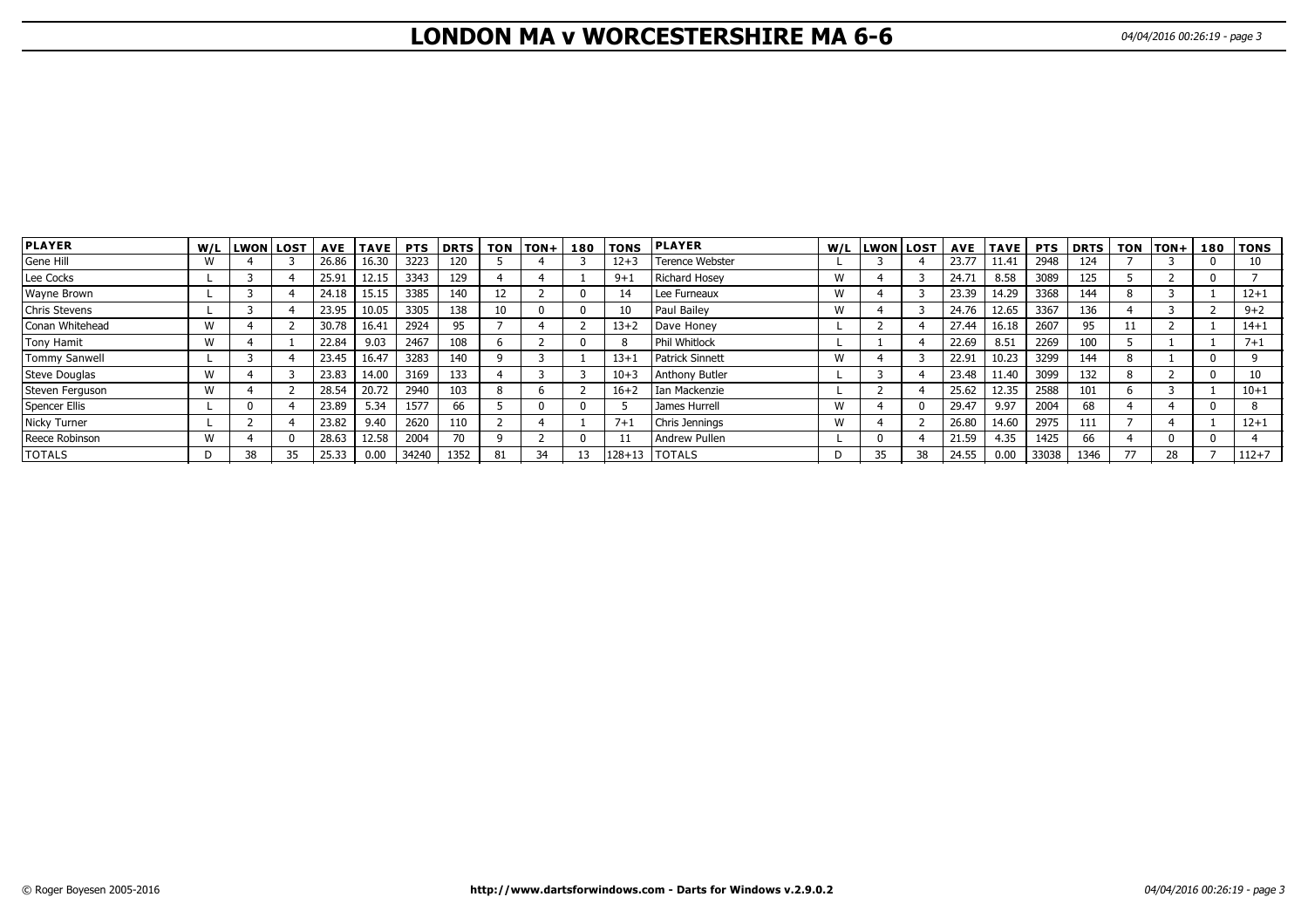# LONDON MA v WORCESTERSHIRE MA 6-6

| PLAYER | W/L | LWON | LOST | AVE | TAVE | PTS | DRTS | TON | TON+ | 180 | TONS | PLAYER | W/L | LWON | LOST | AVE | TAVE | PTS | DRTS | TON | TON+ | 180 | TONS |
|---|---|---|---|---|---|---|---|---|---|---|---|---|---|---|---|---|---|---|---|---|---|---|---|
| Gene Hill | W | 4 | 3 | 26.86 | 16.30 | 3223 | 120 | 5 | 4 | 3 | 12+3 | Terence Webster | L | 3 | 4 | 23.77 | 11.41 | 2948 | 124 | 7 | 3 | 0 | 10 |
| Lee Cocks | L | 3 | 4 | 25.91 | 12.15 | 3343 | 129 | 4 | 4 | 1 | 9+1 | Richard Hosey | W | 4 | 3 | 24.71 | 8.58 | 3089 | 125 | 5 | 2 | 0 | 7 |
| Wayne Brown | L | 3 | 4 | 24.18 | 15.15 | 3385 | 140 | 12 | 2 | 0 | 14 | Lee Furneaux | W | 4 | 3 | 23.39 | 14.29 | 3368 | 144 | 8 | 3 | 1 | 12+1 |
| Chris Stevens | L | 3 | 4 | 23.95 | 10.05 | 3305 | 138 | 10 | 0 | 0 | 10 | Paul Bailey | W | 4 | 3 | 24.76 | 12.65 | 3367 | 136 | 4 | 3 | 2 | 9+2 |
| Conan Whitehead | W | 4 | 2 | 30.78 | 16.41 | 2924 | 95 | 7 | 4 | 2 | 13+2 | Dave Honey | L | 2 | 4 | 27.44 | 16.18 | 2607 | 95 | 11 | 2 | 1 | 14+1 |
| Tony Hamit | W | 4 | 1 | 22.84 | 9.03 | 2467 | 108 | 6 | 2 | 0 | 8 | Phil Whitlock | L | 1 | 4 | 22.69 | 8.51 | 2269 | 100 | 5 | 1 | 1 | 7+1 |
| Tommy Sanwell | L | 3 | 4 | 23.45 | 16.47 | 3283 | 140 | 9 | 3 | 1 | 13+1 | Patrick Sinnett | W | 4 | 3 | 22.91 | 10.23 | 3299 | 144 | 8 | 1 | 0 | 9 |
| Steve Douglas | W | 4 | 3 | 23.83 | 14.00 | 3169 | 133 | 4 | 3 | 3 | 10+3 | Anthony Butler | L | 3 | 4 | 23.48 | 11.40 | 3099 | 132 | 8 | 2 | 0 | 10 |
| Steven Ferguson | W | 4 | 2 | 28.54 | 20.72 | 2940 | 103 | 8 | 6 | 2 | 16+2 | Ian Mackenzie | L | 2 | 4 | 25.62 | 12.35 | 2588 | 101 | 6 | 3 | 1 | 10+1 |
| Spencer Ellis | L | 0 | 4 | 23.89 | 5.34 | 1577 | 66 | 5 | 0 | 0 | 5 | James Hurrell | W | 4 | 0 | 29.47 | 9.97 | 2004 | 68 | 4 | 4 | 0 | 8 |
| Nicky Turner | L | 2 | 4 | 23.82 | 9.40 | 2620 | 110 | 2 | 4 | 1 | 7+1 | Chris Jennings | W | 4 | 2 | 26.80 | 14.60 | 2975 | 111 | 7 | 4 | 1 | 12+1 |
| Reece Robinson | W | 4 | 0 | 28.63 | 12.58 | 2004 | 70 | 9 | 2 | 0 | 11 | Andrew Pullen | L | 0 | 4 | 21.59 | 4.35 | 1425 | 66 | 4 | 0 | 0 | 4 |
| TOTALS | D | 38 | 35 | 25.33 | 0.00 | 34240 | 1352 | 81 | 34 | 13 | 128+13 | TOTALS | D | 35 | 38 | 24.55 | 0.00 | 33038 | 1346 | 77 | 28 | 7 | 112+7 |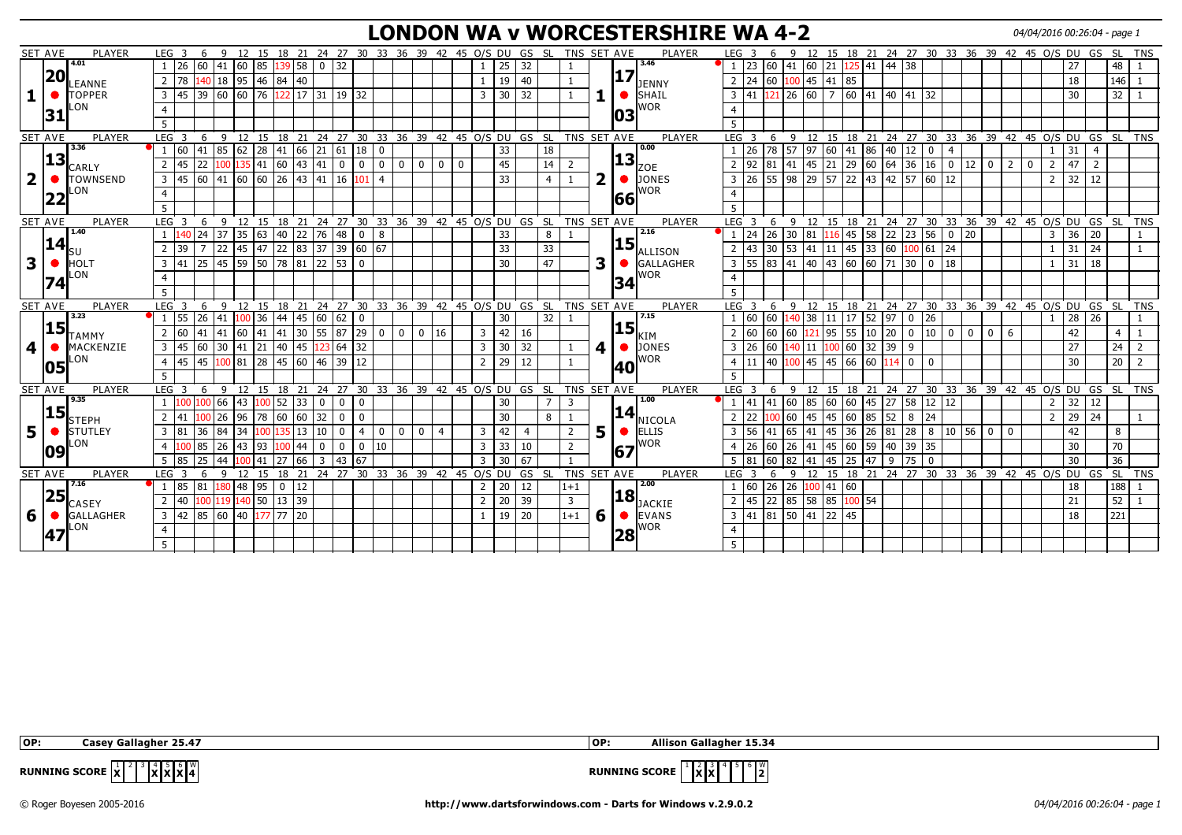# LONDON WA v WORCESTERSHIRE WA 4-2

04/04/2016 00:26:04 - page 1

| SET AVE | PLAYER | LEG | 3 | 6 | 9 | 12 | 15 | 18 | 21 | 24 | 27 | 30 | 33 | 36 | 39 | 42 | 45 | O/S | DU | GS | SL | TNS | SET AVE | PLAYER | LEG | 3 | 6 | 9 | 12 | 15 | 18 | 21 | 24 | 27 | 30 | 33 | 36 | 39 | 42 | 45 | O/S | DU | GS | SL | TNS |
|---|---|---|---|---|---|---|---|---|---|---|---|---|---|---|---|---|---|---|---|---|---|---|---|---|---|---|---|---|---|---|---|---|---|---|---|---|---|---|---|---|---|---|---|---|---|
| 20.31 (4.01) | 1 LEANNE TOPPER LON | 1 | 26 | 60 | 41 | 60 | 85 | 139 | 58 | 0 | 32 | | | | | | | 1 | 25 | 32 | | 1 | 17.03 (3.46) | 1 JENNY SHAIL WOR | 1 | 23 | 60 | 41 | 60 | 21 | 125 | 41 | 44 | 38 | | | | | | | | 27 | | 48 | 1 |
| | | 2 | 78 | 140 | 18 | 95 | 46 | 84 | 40 | | | | | | | | | 1 | 19 | 40 | | 1 | | | 2 | 24 | 60 | 100 | 45 | 41 | 85 | | | | | | | | | | | 18 | | 146 | 1 |
| | | 3 | 45 | 39 | 60 | 60 | 76 | 122 | 17 | 31 | 19 | 32 | | | | | | 3 | 30 | 32 | | 1 | | | 3 | 41 | 121 | 26 | 60 | 7 | 60 | 41 | 40 | 41 | 32 | | | | | | | 30 | | 32 | 1 |
| | | 4 | | | | | | | | | | | | | | | | | | | | | | | 4 | | | | | | | | | | | | | | | | | | | | |
| | | 5 | | | | | | | | | | | | | | | | | | | | | | | 5 | | | | | | | | | | | | | | | | | | | | |
| 13.22 (3.36) | 2 CARLY TOWNSEND LON | 1 | 60 | 41 | 85 | 62 | 28 | 41 | 66 | 21 | 61 | 18 | 0 | | | | | | 33 | | 18 | | 13.66 (0.00) | 2 ZOE JONES WOR | 1 | 26 | 78 | 57 | 97 | 60 | 41 | 86 | 40 | 12 | 0 | 4 | | | | | 1 | 31 | 4 | | |
| | | 2 | 45 | 22 | 100 | 135 | 41 | 60 | 43 | 41 | 0 | 0 | 0 | 0 | 0 | 0 | 0 | | 45 | | 14 | 2 | | | 2 | 92 | 81 | 41 | 45 | 21 | 29 | 60 | 64 | 36 | 16 | 0 | 12 | 0 | 2 | 0 | 2 | 47 | 2 | | |
| | | 3 | 45 | 60 | 41 | 60 | 60 | 26 | 43 | 41 | 16 | 101 | 4 | | | | | | 33 | | 4 | 1 | | | 3 | 26 | 55 | 98 | 29 | 57 | 22 | 43 | 42 | 57 | 60 | 12 | | | | | 2 | 32 | 12 | | |
| | | 4 | | | | | | | | | | | | | | | | | | | | | | | 4 | | | | | | | | | | | | | | | | | | | | |
| | | 5 | | | | | | | | | | | | | | | | | | | | | | | 5 | | | | | | | | | | | | | | | | | | | | |
| 14.74 (1.40) | 3 SU HOLT LON | 1 | 140 | 24 | 37 | 35 | 63 | 40 | 22 | 76 | 48 | 0 | 8 | | | | | | 33 | | 8 | 1 | 15.34 (2.16) | 3 ALLISON GALLAGHER WOR | 1 | 24 | 26 | 30 | 81 | 116 | 45 | 58 | 22 | 23 | 56 | 0 | 20 | | | | 3 | 36 | 20 | | 1 |
| | | 2 | 39 | 7 | 22 | 45 | 47 | 22 | 83 | 37 | 39 | 60 | 67 | | | | | | 33 | | 33 | | | | 2 | 43 | 30 | 53 | 41 | 11 | 45 | 33 | 60 | 100 | 61 | 24 | | | | | 1 | 31 | 24 | | 1 |
| | | 3 | 41 | 25 | 45 | 59 | 50 | 78 | 81 | 22 | 53 | 0 | | | | | | | 30 | | 47 | | | | 3 | 55 | 83 | 41 | 40 | 43 | 60 | 60 | 71 | 30 | 0 | 18 | | | | | 1 | 31 | 18 | | |
| | | 4 | | | | | | | | | | | | | | | | | | | | | | | 4 | | | | | | | | | | | | | | | | | | | | |
| | | 5 | | | | | | | | | | | | | | | | | | | | | | | 5 | | | | | | | | | | | | | | | | | | | | |
| 15.05 (3.23) | 4 TAMMY MACKENZIE LON | 1 | 55 | 26 | 41 | 100 | 36 | 44 | 45 | 60 | 62 | 0 | | | | | | | 30 | | 32 | 1 | 15.40 (7.15) | 4 KIM JONES WOR | 1 | 60 | 60 | 140 | 38 | 11 | 17 | 52 | 97 | 0 | 26 | | | | | | 1 | 28 | 26 | | 1 |
| | | 2 | 60 | 41 | 41 | 60 | 41 | 41 | 30 | 55 | 87 | 29 | 0 | 0 | 0 | 16 | | 3 | 42 | 16 | | | | | 2 | 60 | 60 | 60 | 121 | 95 | 55 | 10 | 20 | 0 | 10 | 0 | 0 | 0 | 6 | | | 42 | | 4 | 1 |
| | | 3 | 45 | 60 | 30 | 41 | 21 | 40 | 45 | 123 | 64 | 32 | | | | | | 3 | 30 | 32 | | 1 | | | 3 | 26 | 60 | 140 | 11 | 100 | 60 | 32 | 39 | 9 | | | | | | | | 27 | | 24 | 2 |
| | | 4 | 45 | 45 | 100 | 81 | 28 | 45 | 60 | 46 | 39 | 12 | | | | | | 2 | 29 | 12 | | 1 | | | 4 | 11 | 40 | 100 | 45 | 45 | 66 | 60 | 114 | 0 | 0 | | | | | | | 30 | | 20 | 2 |
| | | 5 | | | | | | | | | | | | | | | | | | | | | | | 5 | | | | | | | | | | | | | | | | | | | | |
| 15.09 (9.35) | 5 STEPH STUTLEY LON | 1 | 100 | 100 | 66 | 43 | 100 | 52 | 33 | 0 | 0 | 0 | | | | | | | 30 | | 7 | 3 | 14.67 (1.00) | 5 NICOLA ELLIS WOR | 1 | 41 | 41 | 60 | 85 | 60 | 60 | 45 | 27 | 58 | 12 | 12 | | | | | 2 | 32 | 12 | | |
| | | 2 | 41 | 100 | 26 | 96 | 78 | 60 | 60 | 32 | 0 | 0 | | | | | | | 30 | | 8 | 1 | | | 2 | 22 | 100 | 60 | 45 | 45 | 60 | 85 | 52 | 8 | 24 | | | | | | 2 | 29 | 24 | | 1 |
| | | 3 | 81 | 36 | 84 | 34 | 100 | 135 | 13 | 10 | 0 | 4 | 0 | 0 | 0 | 4 | | 3 | 42 | 4 | | 2 | | | 3 | 56 | 41 | 65 | 41 | 45 | 36 | 26 | 81 | 28 | 8 | 10 | 56 | 0 | 0 | | | 42 | | 8 | |
| | | 4 | 100 | 85 | 26 | 43 | 93 | 100 | 44 | 0 | 0 | 0 | 10 | | | | | 3 | 33 | 10 | | 2 | | | 4 | 26 | 60 | 26 | 41 | 45 | 60 | 59 | 40 | 39 | 35 | | | | | | | 30 | | 70 | |
| | | 5 | 85 | 25 | 44 | 100 | 41 | 27 | 66 | 3 | 43 | 67 | | | | | | 3 | 30 | 67 | | 1 | | | 5 | 81 | 60 | 82 | 41 | 45 | 25 | 47 | 9 | 75 | 0 | | | | | | | 30 | | 36 | |
| 25.47 (7.16) | 6 CASEY GALLAGHER LON | 1 | 85 | 81 | 180 | 48 | 95 | 0 | 12 | | | | | | | | | 2 | 20 | 12 | | 1+1 | 18.28 (2.00) | 6 JACKIE EVANS WOR | 1 | 60 | 26 | 26 | 100 | 41 | 60 | | | | | | | | | | | 18 | | 188 | 1 |
| | | 2 | 40 | 100 | 119 | 140 | 50 | 13 | 39 | | | | | | | | | 2 | 20 | 39 | | 3 | | | 2 | 45 | 22 | 85 | 58 | 85 | 100 | 54 | | | | | | | | | | 21 | | 52 | 1 |
| | | 3 | 42 | 85 | 60 | 40 | 177 | 77 | 20 | | | | | | | | | 1 | 19 | 20 | | 1+1 | | | 3 | 41 | 81 | 50 | 41 | 22 | 45 | | | | | | | | | | | 18 | | 221 | |
| | | 4 | | | | | | | | | | | | | | | | | | | | | | | 4 | | | | | | | | | | | | | | | | | | | | |
| | | 5 | | | | | | | | | | | | | | | | | | | | | | | 5 | | | | | | | | | | | | | | | | | | | | |

**OP:** Casey Gallagher 25.47

**OP:** Allison Gallagher 15.34

**RUNNING SCORE** (LON): 1 X, 2, 3, 4 X, 5 X, 6 X, W 4

**RUNNING SCORE** (WOR): 1, 2 X, 3 X, 4, 5, 6, W 2

© Roger Boyesen 2005-2016 http://www.dartsforwindows.com - Darts for Windows v.2.9.0.2 04/04/2016 00:26:04 - page 1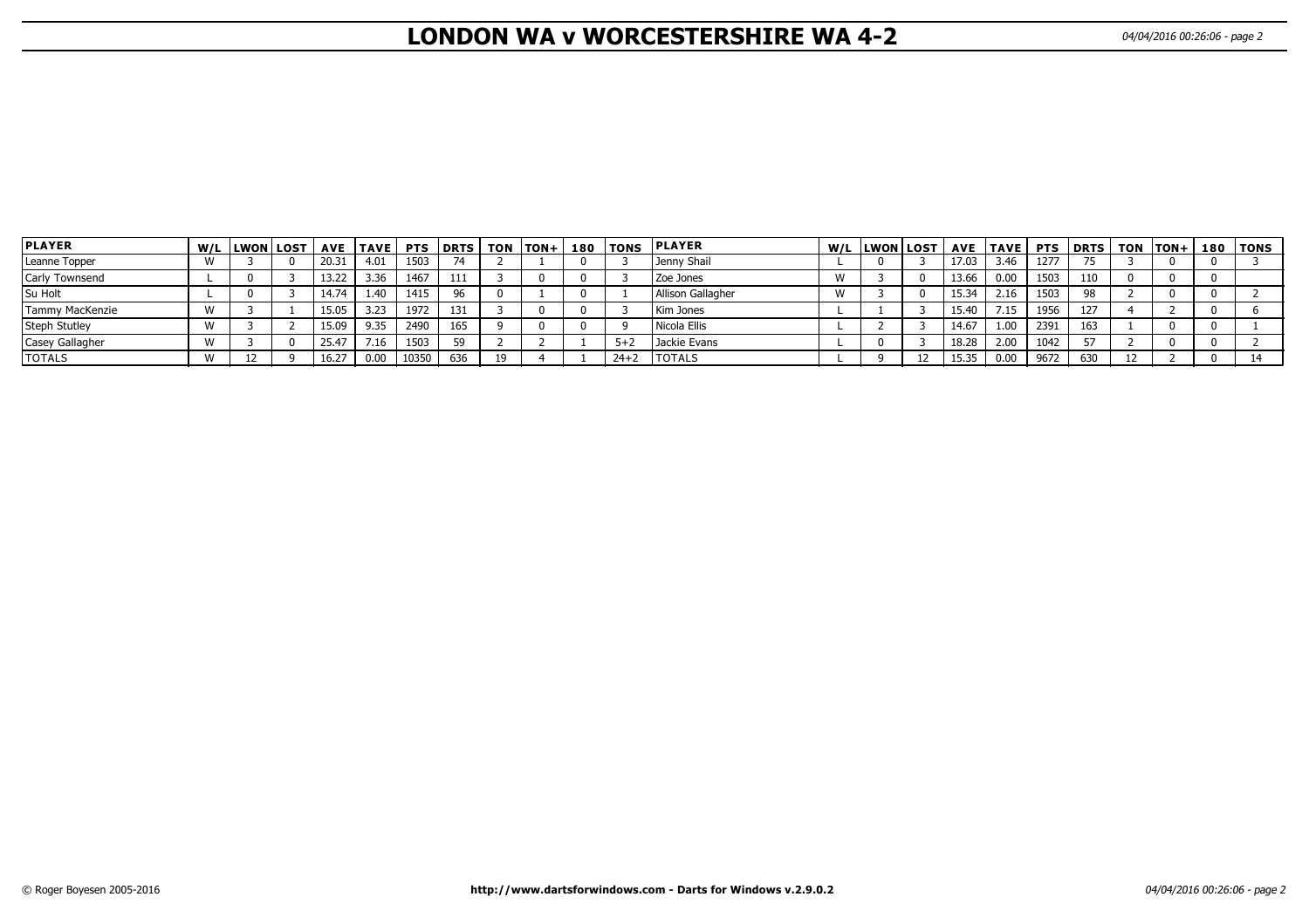# LONDON WA v WORCESTERSHIRE WA 4-2

| PLAYER | W/L | LWON | LOST | AVE | TAVE | PTS | DRTS | TON | TON+ | 180 | TONS | PLAYER | W/L | LWON | LOST | AVE | TAVE | PTS | DRTS | TON | TON+ | 180 | TONS |
|---|---|---|---|---|---|---|---|---|---|---|---|---|---|---|---|---|---|---|---|---|---|---|---|
| Leanne Topper | W | 3 | 0 | 20.31 | 4.01 | 1503 | 74 | 2 | 1 | 0 | 3 | Jenny Shail | L | 0 | 3 | 17.03 | 3.46 | 1277 | 75 | 3 | 0 | 0 | 3 |
| Carly Townsend | L | 0 | 3 | 13.22 | 3.36 | 1467 | 111 | 3 | 0 | 0 | 3 | Zoe Jones | W | 3 | 0 | 13.66 | 0.00 | 1503 | 110 | 0 | 0 | 0 | |
| Su Holt | L | 0 | 3 | 14.74 | 1.40 | 1415 | 96 | 0 | 1 | 0 | 1 | Allison Gallagher | W | 3 | 0 | 15.34 | 2.16 | 1503 | 98 | 2 | 0 | 0 | 2 |
| Tammy MacKenzie | W | 3 | 1 | 15.05 | 3.23 | 1972 | 131 | 3 | 0 | 0 | 3 | Kim Jones | L | 1 | 3 | 15.40 | 7.15 | 1956 | 127 | 4 | 2 | 0 | 6 |
| Steph Stutley | W | 3 | 2 | 15.09 | 9.35 | 2490 | 165 | 9 | 0 | 0 | 9 | Nicola Ellis | L | 2 | 3 | 14.67 | 1.00 | 2391 | 163 | 1 | 0 | 0 | 1 |
| Casey Gallagher | W | 3 | 0 | 25.47 | 7.16 | 1503 | 59 | 2 | 2 | 1 | 5+2 | Jackie Evans | L | 0 | 3 | 18.28 | 2.00 | 1042 | 57 | 2 | 0 | 0 | 2 |
| TOTALS | W | 12 | 9 | 16.27 | 0.00 | 10350 | 636 | 19 | 4 | 1 | 24+2 | TOTALS | L | 9 | 12 | 15.35 | 0.00 | 9672 | 630 | 12 | 2 | 0 | 14 |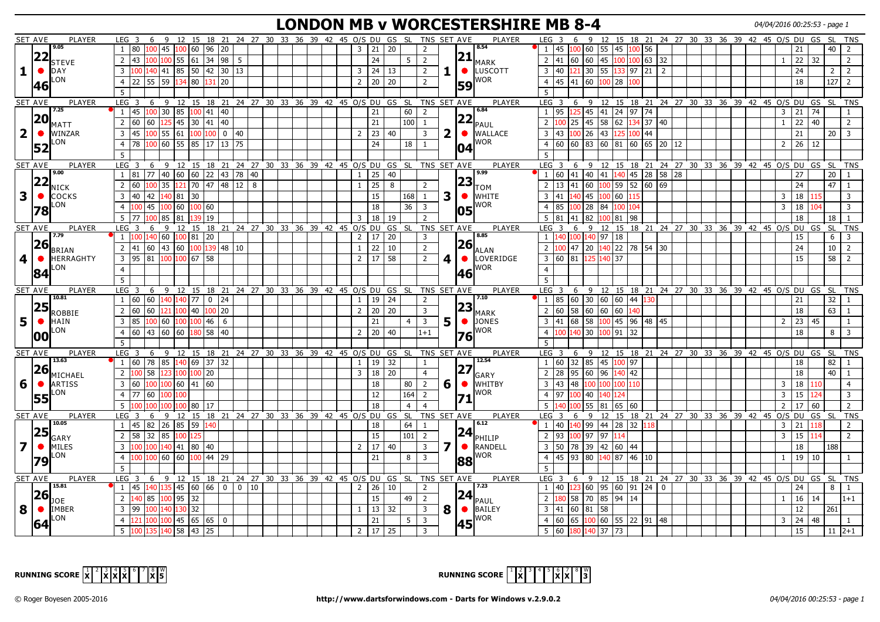# LONDON MB v WORCESTERSHIRE MB 8-4

04/04/2016 00:25:53 - page 1

| SET | AVE | PLAYER | LEG | 3 | 6 | 9 | 12 | 15 | 18 | 21 | 24 | 27 | 30 | O/S | DU | GS | SL | TNS | SET | AVE | PLAYER | LEG | 3 | 6 | 9 | 12 | 15 | 18 | 21 | 24 | 27 | 30 | O/S | DU | GS | SL | TNS |
|---|---|---|---|---|---|---|---|---|---|---|---|---|---|---|---|---|---|---|---|---|---|---|---|---|---|---|---|---|---|---|---|---|---|---|---|---|---|
| 1 | 22.46 (9.05) | STEVE DAY LON | 1 | 80 | 100 | 45 | 100 | 60 | 96 | 20 | | | | 3 | 21 | 20 | | 2 | 1 | 21.59 (8.54) | MARK LUSCOTT WOR | 1 | 45 | 100 | 60 | 55 | 45 | 100 | 56 | | | | | 21 | | 40 | 2 |
| | | | 2 | 43 | 100 | 100 | 55 | 61 | 34 | 98 | 5 | | | | 24 | | 5 | 2 | | | | 2 | 41 | 60 | 60 | 45 | 100 | 100 | 63 | 32 | | | 1 | 22 | 32 | | 2 |
| | | | 3 | 100 | 140 | 41 | 85 | 50 | 42 | 30 | 13 | | | 3 | 24 | 13 | | 2 | | | | 3 | 40 | 121 | 30 | 55 | 133 | 97 | 21 | 2 | | | | 24 | | 2 | 2 |
| | | | 4 | 22 | 55 | 59 | 134 | 80 | 131 | 20 | | | | 2 | 20 | 20 | | 2 | | | | 4 | 45 | 41 | 60 | 100 | 28 | 100 | | | | | | 18 | | 127 | 2 |
| | | | 5 | | | | | | | | | | | | | | | | | | | 5 | | | | | | | | | | | | | | | |
| 2 | 20.52 (7.25) | MATT WINZAR LON | 1 | 45 | 100 | 30 | 85 | 100 | 41 | 40 | | | | | 21 | | 60 | 2 | 2 | 22.04 (6.84) | PAUL WALLACE WOR | 1 | 95 | 125 | 45 | 41 | 24 | 97 | 74 | | | | 3 | 21 | 74 | | 1 |
| | | | 2 | 60 | 60 | 125 | 45 | 30 | 41 | 40 | | | | | 21 | | 100 | 1 | | | | 2 | 100 | 25 | 45 | 58 | 62 | 134 | 37 | 40 | | | 1 | 22 | 40 | | 2 |
| | | | 3 | 45 | 100 | 55 | 61 | 100 | 100 | 0 | 40 | | | 2 | 23 | 40 | | 3 | | | | 3 | 43 | 100 | 26 | 43 | 125 | 100 | 44 | | | | | 21 | | 20 | 3 |
| | | | 4 | 78 | 100 | 60 | 55 | 85 | 17 | 13 | 75 | | | | 24 | | 18 | 1 | | | | 4 | 60 | 60 | 83 | 60 | 81 | 60 | 65 | 20 | 12 | | 2 | 26 | 12 | | |
| | | | 5 | | | | | | | | | | | | | | | | | | | 5 | | | | | | | | | | | | | | | |
| 3 | 22.78 (9.00) | NICK COCKS LON | 1 | 81 | 77 | 40 | 60 | 60 | 22 | 43 | 78 | 40 | | 1 | 25 | 40 | | | 3 | 23.05 (9.99) | TOM WHITE WOR | 1 | 60 | 41 | 40 | 41 | 140 | 45 | 28 | 58 | 28 | | | 27 | | 20 | 1 |
| | | | 2 | 60 | 100 | 35 | 121 | 70 | 47 | 48 | 12 | 8 | | 1 | 25 | 8 | | 2 | | | | 2 | 13 | 41 | 60 | 100 | 59 | 52 | 60 | 69 | | | | 24 | | 47 | 1 |
| | | | 3 | 40 | 42 | 140 | 81 | 30 | | | | | | | 15 | | 168 | 1 | | | | 3 | 41 | 140 | 45 | 100 | 60 | 115 | | | | | 3 | 18 | 115 | | 3 |
| | | | 4 | 100 | 45 | 100 | 60 | 100 | 60 | | | | | | 18 | | 36 | 3 | | | | 4 | 85 | 100 | 28 | 84 | 100 | 104 | | | | | 3 | 18 | 104 | | 3 |
| | | | 5 | 77 | 100 | 85 | 81 | 139 | 19 | | | | | 3 | 18 | 19 | | 2 | | | | 5 | 81 | 41 | 82 | 100 | 81 | 98 | | | | | | 18 | | 18 | 1 |
| 4 | 26.84 (7.79) | BRIAN HERRAGHTY LON | 1 | 100 | 140 | 60 | 100 | 81 | 20 | | | | | 2 | 17 | 20 | | 3 | 4 | 26.46 (8.85) | ALAN LOVERIDGE WOR | 1 | 140 | 100 | 140 | 97 | 18 | | | | | | | 15 | | 6 | 3 |
| | | | 2 | 41 | 60 | 43 | 60 | 100 | 139 | 48 | 10 | | | 1 | 22 | 10 | | 2 | | | | 2 | 100 | 47 | 20 | 140 | 22 | 78 | 54 | 30 | | | | 24 | | 10 | 2 |
| | | | 3 | 95 | 81 | 100 | 100 | 67 | 58 | | | | | 2 | 17 | 58 | | 2 | | | | 3 | 60 | 81 | 125 | 140 | 37 | | | | | | | 15 | | 58 | 2 |
| | | | 4 | | | | | | | | | | | | | | | | | | | 4 | | | | | | | | | | | | | | | |
| | | | 5 | | | | | | | | | | | | | | | | | | | 5 | | | | | | | | | | | | | | | |
| 5 | 25.00 (10.81) | ROBBIE HAIN LON | 1 | 60 | 60 | 140 | 140 | 77 | 0 | 24 | | | | 1 | 19 | 24 | | 2 | 5 | 23.76 (7.10) | MARK JONES WOR | 1 | 85 | 60 | 30 | 60 | 60 | 44 | 130 | | | | | 21 | | 32 | 1 |
| | | | 2 | 60 | 60 | 121 | 100 | 40 | 100 | 20 | | | | 2 | 20 | 20 | | 3 | | | | 2 | 60 | 58 | 60 | 60 | 60 | 140 | | | | | | 18 | | 63 | 1 |
| | | | 3 | 85 | 100 | 60 | 100 | 100 | 46 | 6 | | | | | 21 | | 4 | 3 | | | | 3 | 41 | 68 | 58 | 100 | 45 | 96 | 48 | 45 | | | 2 | 23 | 45 | | 1 |
| | | | 4 | 60 | 43 | 60 | 60 | 180 | 58 | 40 | | | | 2 | 20 | 40 | | 1+1 | | | | 4 | 100 | 140 | 30 | 100 | 91 | 32 | | | | | | 18 | | 8 | 3 |
| | | | 5 | | | | | | | | | | | | | | | | | | | 5 | | | | | | | | | | | | | | | |
| 6 | 26.55 (13.63) | MICHAEL ARTISS LON | 1 | 60 | 78 | 85 | 140 | 69 | 37 | 32 | | | | 1 | 19 | 32 | | 1 | 6 | 27.71 (12.54) | GARY WHITBY WOR | 1 | 60 | 32 | 85 | 45 | 100 | 97 | | | | | | 18 | | 82 | 1 |
| | | | 2 | 100 | 58 | 123 | 100 | 100 | 20 | | | | | 3 | 18 | 20 | | 4 | | | | 2 | 28 | 95 | 60 | 96 | 140 | 42 | | | | | | 18 | | 40 | 1 |
| | | | 3 | 60 | 100 | 100 | 60 | 41 | 60 | | | | | | 18 | | 80 | 2 | | | | 3 | 43 | 48 | 100 | 100 | 100 | 110 | | | | | 3 | 18 | 110 | | 4 |
| | | | 4 | 77 | 60 | 100 | 100 | | | | | | | | 12 | | 164 | 2 | | | | 4 | 97 | 100 | 40 | 140 | 124 | | | | | | 3 | 15 | 124 | | 3 |
| | | | 5 | 100 | 100 | 100 | 100 | 80 | 17 | | | | | | 18 | | 4 | 4 | | | | 5 | 140 | 100 | 55 | 81 | 65 | 60 | | | | | 2 | 17 | 60 | | 2 |
| 7 | 25.79 (10.05) | GARY MILES LON | 1 | 45 | 82 | 26 | 85 | 59 | 140 | | | | | | 18 | | 64 | 1 | 7 | 24.88 (6.12) | PHILIP RANDELL WOR | 1 | 40 | 140 | 99 | 44 | 28 | 32 | 118 | | | | 3 | 21 | 118 | | 2 |
| | | | 2 | 58 | 32 | 85 | 100 | 125 | | | | | | | 15 | | 101 | 2 | | | | 2 | 93 | 100 | 97 | 97 | 114 | | | | | | 3 | 15 | 114 | | 2 |
| | | | 3 | 100 | 100 | 140 | 41 | 80 | 40 | | | | | 2 | 17 | 40 | | 3 | | | | 3 | 50 | 78 | 39 | 42 | 60 | 44 | | | | | | 18 | | 188 | |
| | | | 4 | 100 | 100 | 60 | 60 | 100 | 44 | 29 | | | | | 21 | | 8 | 3 | | | | 4 | 45 | 93 | 80 | 140 | 87 | 46 | 10 | | | | 1 | 19 | 10 | | 1 |
| | | | 5 | | | | | | | | | | | | | | | | | | | 5 | | | | | | | | | | | | | | | |
| 8 | 26.64 (15.81) | JOE IMBER LON | 1 | 45 | 140 | 135 | 45 | 60 | 66 | 0 | 0 | 10 | | 2 | 26 | 10 | | 2 | 8 | 24.45 (7.23) | PAUL BAILEY WOR | 1 | 40 | 123 | 60 | 95 | 60 | 91 | 24 | 0 | | | | 24 | | 8 | 1 |
| | | | 2 | 140 | 85 | 100 | 95 | 32 | | | | | | | 15 | | 49 | 2 | | | | 2 | 180 | 58 | 70 | 85 | 94 | 14 | | | | | 1 | 16 | 14 | | 1+1 |
| | | | 3 | 99 | 100 | 140 | 130 | 32 | | | | | | 1 | 13 | 32 | | 3 | | | | 3 | 41 | 60 | 81 | 58 | | | | | | | | 12 | | 261 | |
| | | | 4 | 121 | 100 | 100 | 45 | 65 | 65 | 0 | | | | | 21 | | 5 | 3 | | | | 4 | 60 | 65 | 100 | 60 | 55 | 22 | 91 | 48 | | | 3 | 24 | 48 | | 1 |
| | | | 5 | 100 | 135 | 140 | 58 | 43 | 25 | | | | | 2 | 17 | 25 | | 3 | | | | 5 | 60 | 180 | 140 | 37 | 73 | | | | | | | 15 | | 11 | 2+1 |

RUNNING SCORE (LON): 1 X, 2, 3 X, 4 X, 5 X, 6, 7, 8 X — W: 5

RUNNING SCORE (WOR): 1, 2 X, 3, 4, 5, 6 X, 7 X, 8 — W: 3

© Roger Boyesen 2005-2016 — http://www.dartsforwindows.com - Darts for Windows v.2.9.0.2 — 04/04/2016 00:25:53 - page 1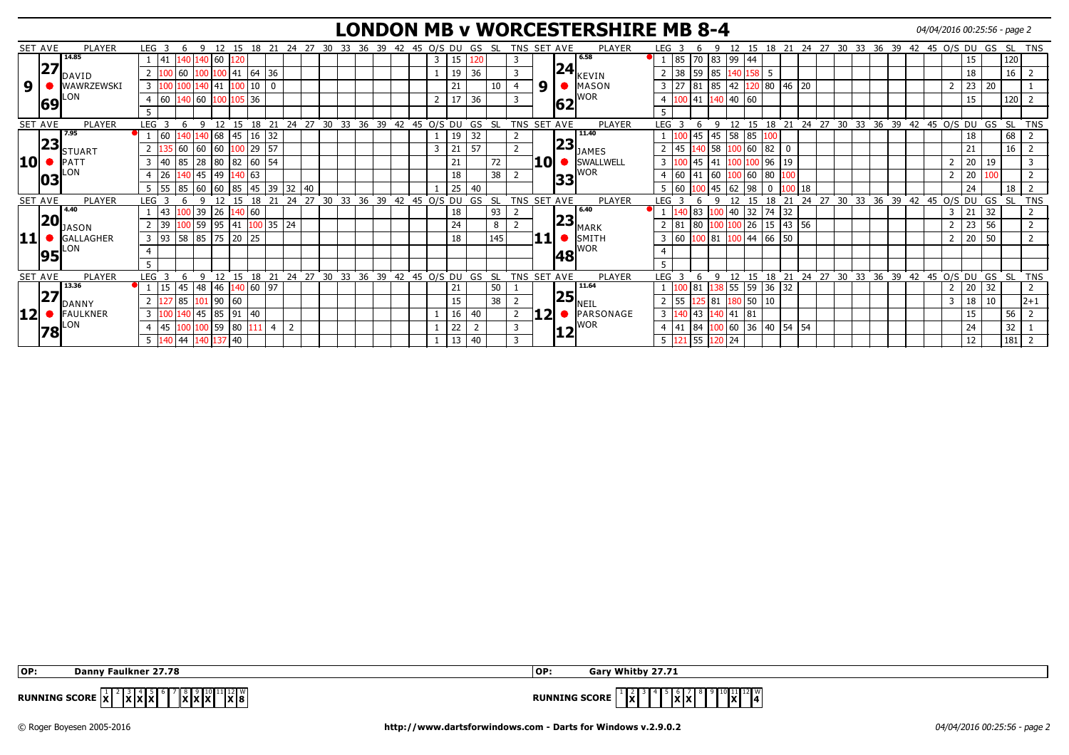# LONDON MB v WORCESTERSHIRE MB 8-4

04/04/2016 00:25:56 - page 2

| SET | AVE | PLAYER | LEG | 3 | 6 | 9 | 12 | 15 | 18 | 21 | 24 | 27 | O/S | DU | GS | SL | TNS | SET | AVE | PLAYER | LEG | 3 | 6 | 9 | 12 | 15 | 18 | 21 | 24 | 27 | O/S | DU | GS | SL | TNS |
|---|---|---|---|---|---|---|---|---|---|---|---|---|---|---|---|---|---|---|---|---|---|---|---|---|---|---|---|---|---|---|---|---|---|---|---|
| 9 | 27.69 (14.85) | DAVID WAWRZEWSKI LON | 1 | 41 | 140 | 140 | 60 | 120 | | | | | 3 | 15 | 120 | | 3 | 9 | 24.62 (6.58) | KEVIN MASON WOR | 1 | 85 | 70 | 83 | 99 | 44 | | | | | | 15 | | 120 | |
| | | | 2 | 100 | 60 | 100 | 100 | 41 | 64 | 36 | | | 1 | 19 | 36 | | 3 | | | | 2 | 38 | 59 | 85 | 140 | 158 | 5 | | | | | 18 | | 16 | 2 |
| | | | 3 | 100 | 100 | 140 | 41 | 100 | 10 | 0 | | | | 21 | | 10 | 4 | | | | 3 | 27 | 81 | 85 | 42 | 120 | 80 | 46 | 20 | | 2 | 23 | 20 | | 1 |
| | | | 4 | 60 | 140 | 60 | 100 | 105 | 36 | | | | 2 | 17 | 36 | | 3 | | | | 4 | 100 | 41 | 140 | 40 | 60 | | | | | | 15 | | 120 | 2 |
| | | | 5 | | | | | | | | | | | | | | | | | | 5 | | | | | | | | | | | | | | |
| 10 | 23.03 (7.95) | STUART PATT LON | 1 | 60 | 140 | 140 | 68 | 45 | 16 | 32 | | | 1 | 19 | 32 | | 2 | 10 | 23.33 (11.40) | JAMES SWALLWELL WOR | 1 | 100 | 45 | 45 | 58 | 85 | 100 | | | | | 18 | | 68 | 2 |
| | | | 2 | 135 | 60 | 60 | 60 | 100 | 29 | 57 | | | 3 | 21 | 57 | | 2 | | | | 2 | 45 | 140 | 58 | 100 | 60 | 82 | 0 | | | | 21 | | 16 | 2 |
| | | | 3 | 40 | 85 | 28 | 80 | 82 | 60 | 54 | | | | 21 | | 72 | | | | | 3 | 100 | 45 | 41 | 100 | 100 | 96 | 19 | | | 2 | 20 | 19 | | 3 |
| | | | 4 | 26 | 140 | 45 | 49 | 140 | 63 | | | | | 18 | | 38 | 2 | | | | 4 | 60 | 41 | 60 | 100 | 60 | 80 | 100 | | | 2 | 20 | 100 | | 2 |
| | | | 5 | 55 | 85 | 60 | 60 | 85 | 45 | 39 | 32 | 40 | 1 | 25 | 40 | | | | | | 5 | 60 | 100 | 45 | 62 | 98 | 0 | 100 | 18 | | | 24 | | 18 | 2 |
| 11 | 20.95 (4.40) | JASON GALLAGHER LON | 1 | 43 | 100 | 39 | 26 | 140 | 60 | | | | | 18 | | 93 | 2 | 11 | 23.48 (6.40) | MARK SMITH WOR | 1 | 140 | 83 | 100 | 40 | 32 | 74 | 32 | | | 3 | 21 | 32 | | 2 |
| | | | 2 | 39 | 100 | 59 | 95 | 41 | 100 | 35 | 24 | | | 24 | | 8 | 2 | | | | 2 | 81 | 80 | 100 | 100 | 26 | 15 | 43 | 56 | | 2 | 23 | 56 | | 2 |
| | | | 3 | 93 | 58 | 85 | 75 | 20 | 25 | | | | | 18 | | 145 | | | | | 3 | 60 | 100 | 81 | 100 | 44 | 66 | 50 | | | 2 | 20 | 50 | | 2 |
| | | | 4 | | | | | | | | | | | | | | | | | | 4 | | | | | | | | | | | | | | |
| | | | 5 | | | | | | | | | | | | | | | | | | 5 | | | | | | | | | | | | | | |
| 12 | 27.78 (13.36) | DANNY FAULKNER LON | 1 | 15 | 45 | 48 | 46 | 140 | 60 | 97 | | | | 21 | | 50 | 1 | 12 | 25.12 (11.64) | NEIL PARSONAGE WOR | 1 | 100 | 81 | 138 | 55 | 59 | 36 | 32 | | | 2 | 20 | 32 | | 2 |
| | | | 2 | 127 | 85 | 101 | 90 | 60 | | | | | | 15 | | 38 | 2 | | | | 2 | 55 | 125 | 81 | 180 | 50 | 10 | | | | 3 | 18 | 10 | | 2+1 |
| | | | 3 | 100 | 140 | 45 | 85 | 91 | 40 | | | | 1 | 16 | 40 | | 2 | | | | 3 | 140 | 43 | 140 | 41 | 81 | | | | | | 15 | | 56 | 2 |
| | | | 4 | 45 | 100 | 100 | 59 | 80 | 111 | 4 | 2 | | 1 | 22 | 2 | | 3 | | | | 4 | 41 | 84 | 100 | 60 | 36 | 40 | 54 | 54 | | | 24 | | 32 | 1 |
| | | | 5 | 140 | 44 | 140 | 137 | 40 | | | | | 1 | 13 | 40 | | 3 | | | | 5 | 121 | 55 | 120 | 24 | | | | | | | 12 | | 181 | 2 |

**OP:** Danny Faulkner 27.78

**OP:** Gary Whitby 27.71

**RUNNING SCORE** (LONDON)

| 1 | 2 | 3 | 4 | 5 | 6 | 7 | 8 | 9 | 10 | 11 | 12 | W |
|---|---|---|---|---|---|---|---|---|---|---|---|---|
| X | | X | X | X | | | X | X | X | | X | 8 |

**RUNNING SCORE** (WORCESTERSHIRE)

| 1 | 2 | 3 | 4 | 5 | 6 | 7 | 8 | 9 | 10 | 11 | 12 | W |
|---|---|---|---|---|---|---|---|---|---|---|---|---|
| | X | | | | X | X | | | | X | | 4 |

© Roger Boyesen 2005-2016 http://www.dartsforwindows.com - Darts for Windows v.2.9.0.2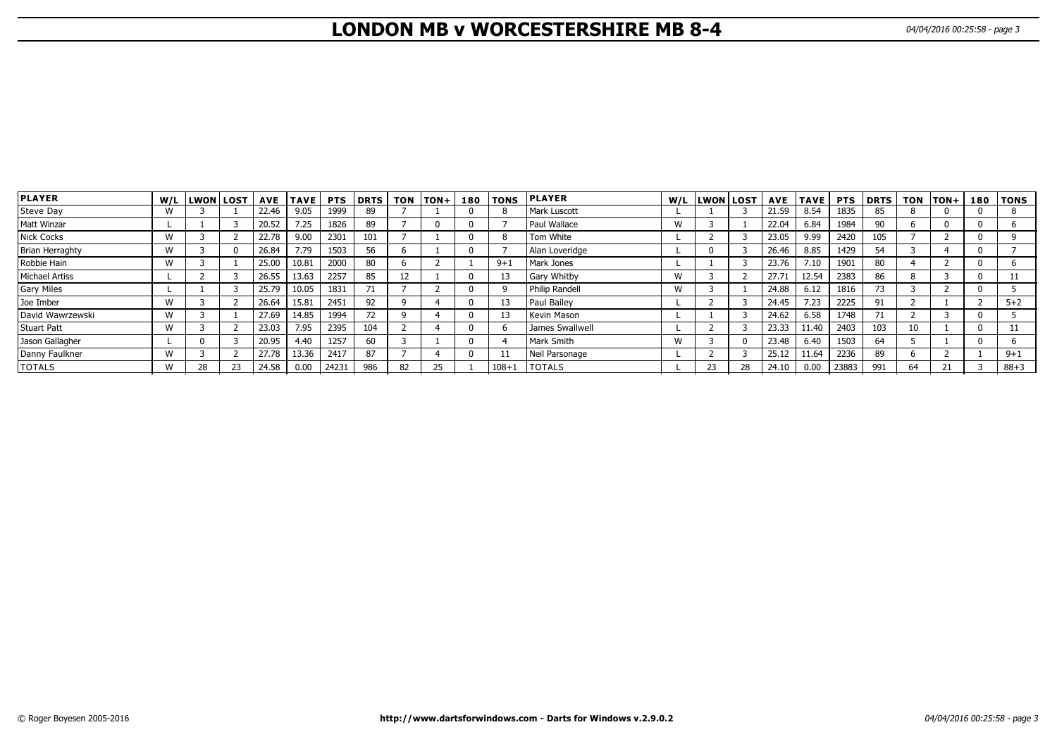# LONDON MB v WORCESTERSHIRE MB 8-4

| PLAYER | W/L | LWON | LOST | AVE | TAVE | PTS | DRTS | TON | TON+ | 180 | TONS | PLAYER | W/L | LWON | LOST | AVE | TAVE | PTS | DRTS | TON | TON+ | 180 | TONS |
|---|---|---|---|---|---|---|---|---|---|---|---|---|---|---|---|---|---|---|---|---|---|---|---|
| Steve Day | W | 3 | 1 | 22.46 | 9.05 | 1999 | 89 | 7 | 1 | 0 | 8 | Mark Luscott | L | 1 | 3 | 21.59 | 8.54 | 1835 | 85 | 8 | 0 | 0 | 8 |
| Matt Winzar | L | 1 | 3 | 20.52 | 7.25 | 1826 | 89 | 7 | 0 | 0 | 7 | Paul Wallace | W | 3 | 1 | 22.04 | 6.84 | 1984 | 90 | 6 | 0 | 0 | 6 |
| Nick Cocks | W | 3 | 2 | 22.78 | 9.00 | 2301 | 101 | 7 | 1 | 0 | 8 | Tom White | L | 2 | 3 | 23.05 | 9.99 | 2420 | 105 | 7 | 2 | 0 | 9 |
| Brian Herraghty | W | 3 | 0 | 26.84 | 7.79 | 1503 | 56 | 6 | 1 | 0 | 7 | Alan Loveridge | L | 0 | 3 | 26.46 | 8.85 | 1429 | 54 | 3 | 4 | 0 | 7 |
| Robbie Hain | W | 3 | 1 | 25.00 | 10.81 | 2000 | 80 | 6 | 2 | 1 | 9+1 | Mark Jones | L | 1 | 3 | 23.76 | 7.10 | 1901 | 80 | 4 | 2 | 0 | 6 |
| Michael Artiss | L | 2 | 3 | 26.55 | 13.63 | 2257 | 85 | 12 | 1 | 0 | 13 | Gary Whitby | W | 3 | 2 | 27.71 | 12.54 | 2383 | 86 | 8 | 3 | 0 | 11 |
| Gary Miles | L | 1 | 3 | 25.79 | 10.05 | 1831 | 71 | 7 | 2 | 0 | 9 | Philip Randell | W | 3 | 1 | 24.88 | 6.12 | 1816 | 73 | 3 | 2 | 0 | 5 |
| Joe Imber | W | 3 | 2 | 26.64 | 15.81 | 2451 | 92 | 9 | 4 | 0 | 13 | Paul Bailey | L | 2 | 3 | 24.45 | 7.23 | 2225 | 91 | 2 | 1 | 2 | 5+2 |
| David Wawrzewski | W | 3 | 1 | 27.69 | 14.85 | 1994 | 72 | 9 | 4 | 0 | 13 | Kevin Mason | L | 1 | 3 | 24.62 | 6.58 | 1748 | 71 | 2 | 3 | 0 | 5 |
| Stuart Patt | W | 3 | 2 | 23.03 | 7.95 | 2395 | 104 | 2 | 4 | 0 | 6 | James Swallwell | L | 2 | 3 | 23.33 | 11.40 | 2403 | 103 | 10 | 1 | 0 | 11 |
| Jason Gallagher | L | 0 | 3 | 20.95 | 4.40 | 1257 | 60 | 3 | 1 | 0 | 4 | Mark Smith | W | 3 | 0 | 23.48 | 6.40 | 1503 | 64 | 5 | 1 | 0 | 6 |
| Danny Faulkner | W | 3 | 2 | 27.78 | 13.36 | 2417 | 87 | 7 | 4 | 0 | 11 | Neil Parsonage | L | 2 | 3 | 25.12 | 11.64 | 2236 | 89 | 6 | 2 | 1 | 9+1 |
| TOTALS | W | 28 | 23 | 24.58 | 0.00 | 24231 | 986 | 82 | 25 | 1 | 108+1 | TOTALS | L | 23 | 28 | 24.10 | 0.00 | 23883 | 991 | 64 | 21 | 3 | 88+3 |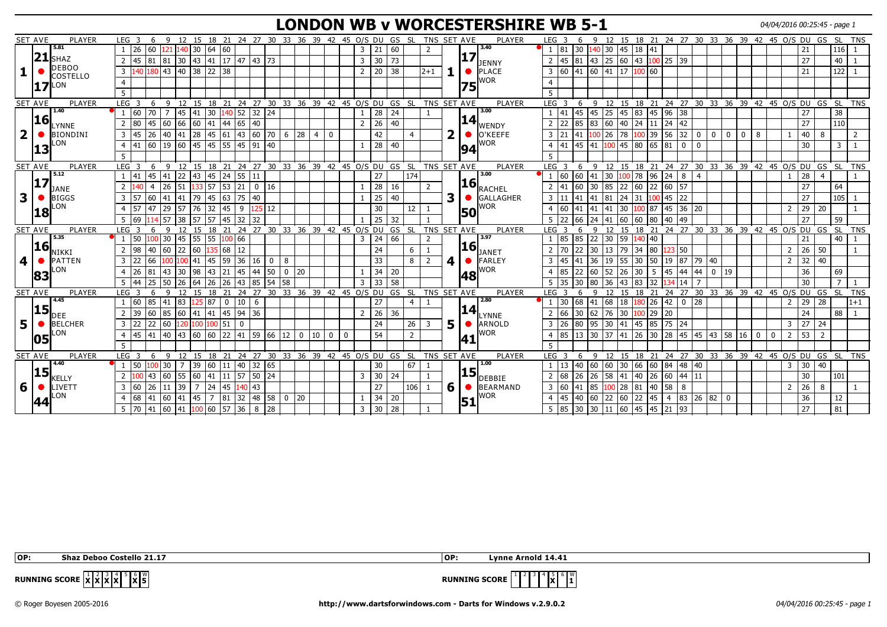# LONDON WB v WORCESTERSHIRE WB 5-1

04/04/2016 00:25:45 - page 1

| SET | AVE | PLAYER | LEG | 3 | 6 | 9 | 12 | 15 | 18 | 21 | 24 | 27 | 30 | 33 | 36 | 39 | 42 | 45 | O/S | DU | GS | SL | TNS | SET | AVE | PLAYER | LEG | 3 | 6 | 9 | 12 | 15 | 18 | 21 | 24 | 27 | 30 | 33 | 36 | 39 | 42 | 45 | O/S | DU | GS | SL | TNS |
|---|---|---|---|---|---|---|---|---|---|---|---|---|---|---|---|---|---|---|---|---|---|---|---|---|---|---|---|---|---|---|---|---|---|---|---|---|---|---|---|---|---|---|---|---|---|---|---|
| 1 | 5.81 21.17 | SHAZ DEBOO COSTELLO LON | 1 | 26 | 60 | 121 | 140 | 30 | 64 | 60 | | | | | | | | | 3 | 21 | 60 | | 2 | 1 | 3.40 17.75 | JENNY PLACE WOR | 1 | 81 | 30 | 140 | 30 | 45 | 18 | 41 | | | | | | | | | | 21 | | 116 | 1 |
| | | | 2 | 45 | 81 | 81 | 30 | 43 | 41 | 17 | 47 | 43 | 73 | | | | | | 3 | 30 | 73 | | | | | | 2 | 45 | 81 | 43 | 25 | 60 | 43 | 100 | 25 | 39 | | | | | | | | 27 | | 40 | 1 |
| | | | 3 | 140 | 180 | 43 | 40 | 38 | 22 | 38 | | | | | | | | | 2 | 20 | 38 | | 2+1 | | | | 3 | 60 | 41 | 60 | 41 | 17 | 100 | 60 | | | | | | | | | | 21 | | 122 | 1 |
| | | | 4 | | | | | | | | | | | | | | | | | | | | | | | | 4 | | | | | | | | | | | | | | | | | | | | |
| | | | 5 | | | | | | | | | | | | | | | | | | | | | | | | 5 | | | | | | | | | | | | | | | | | | | | |
| 2 | 1.40 16.13 | LYNNE BIONDINI LON | 1 | 60 | 70 | 7 | 45 | 41 | 30 | 140 | 52 | 32 | 24 | | | | | | 1 | 28 | 24 | | 1 | 2 | 3.00 14.94 | WENDY O'KEEFE WOR | 1 | 41 | 45 | 45 | 25 | 45 | 83 | 45 | 96 | 38 | | | | | | | | 27 | | 38 | |
| | | | 2 | 80 | 45 | 60 | 66 | 60 | 41 | 44 | 65 | 40 | | | | | | | 2 | 26 | 40 | | | | | | 2 | 22 | 85 | 83 | 60 | 40 | 24 | 11 | 24 | 42 | | | | | | | | 27 | | 110 | |
| | | | 3 | 45 | 26 | 40 | 41 | 28 | 45 | 61 | 43 | 60 | 70 | 6 | 28 | 4 | 0 | | | 42 | | 4 | | | | | 3 | 21 | 41 | 100 | 26 | 78 | 100 | 39 | 56 | 32 | 0 | 0 | 0 | 0 | 8 | | 1 | 40 | 8 | | 2 |
| | | | 4 | 41 | 60 | 19 | 60 | 45 | 45 | 55 | 45 | 91 | 40 | | | | | | 1 | 28 | 40 | | | | | | 4 | 41 | 45 | 41 | 100 | 45 | 80 | 65 | 81 | 0 | 0 | | | | | | | 30 | | 3 | 1 |
| | | | 5 | | | | | | | | | | | | | | | | | | | | | | | | 5 | | | | | | | | | | | | | | | | | | | | |
| 3 | 5.12 17.18 | JANE BIGGS LON | 1 | 41 | 45 | 41 | 22 | 43 | 45 | 24 | 55 | 11 | | | | | | | | 27 | | 174 | | 3 | 3.00 16.50 | RACHEL GALLAGHER WOR | 1 | 60 | 60 | 41 | 30 | 100 | 78 | 96 | 24 | 8 | 4 | | | | | | 1 | 28 | 4 | | 1 |
| | | | 2 | 140 | 4 | 26 | 51 | 133 | 57 | 53 | 21 | 0 | 16 | | | | | | 1 | 28 | 16 | | 2 | | | | 2 | 41 | 60 | 30 | 85 | 22 | 60 | 22 | 60 | 57 | | | | | | | | 27 | | 64 | |
| | | | 3 | 57 | 60 | 41 | 41 | 79 | 45 | 63 | 75 | 40 | | | | | | | 1 | 25 | 40 | | | | | | 3 | 11 | 41 | 41 | 81 | 24 | 31 | 100 | 45 | 22 | | | | | | | | 27 | | 105 | 1 |
| | | | 4 | 57 | 47 | 29 | 57 | 76 | 32 | 45 | 9 | 125 | 12 | | | | | | | 30 | | 12 | 1 | | | | 4 | 60 | 41 | 41 | 41 | 30 | 100 | 87 | 45 | 36 | 20 | | | | | | 2 | 29 | 20 | | 1 |
| | | | 5 | 69 | 114 | 57 | 38 | 57 | 57 | 45 | 32 | 32 | | | | | | | 1 | 25 | 32 | | 1 | | | | 5 | 22 | 66 | 24 | 41 | 60 | 60 | 80 | 40 | 49 | | | | | | | | 27 | | 59 | |
| 4 | 5.35 16.83 | NIKKI PATTEN LON | 1 | 50 | 100 | 30 | 45 | 55 | 55 | 100 | 66 | | | | | | | | 3 | 24 | 66 | | 2 | 4 | 3.97 16.48 | JANET FARLEY WOR | 1 | 85 | 85 | 22 | 30 | 59 | 140 | 40 | | | | | | | | | | 21 | | 40 | 1 |
| | | | 2 | 98 | 40 | 60 | 22 | 60 | 135 | 68 | 12 | | | | | | | | | 24 | | 6 | 1 | | | | 2 | 70 | 22 | 30 | 13 | 79 | 34 | 80 | 123 | 50 | | | | | | | 2 | 26 | 50 | | 1 |
| | | | 3 | 22 | 66 | 100 | 100 | 41 | 45 | 59 | 36 | 16 | 0 | 8 | | | | | | 33 | | 8 | 2 | | | | 3 | 45 | 41 | 36 | 19 | 55 | 30 | 50 | 19 | 87 | 79 | 40 | | | | | 2 | 32 | 40 | | |
| | | | 4 | 26 | 81 | 43 | 30 | 98 | 43 | 21 | 45 | 44 | 50 | 0 | 20 | | | | 1 | 34 | 20 | | | | | | 4 | 85 | 22 | 60 | 52 | 26 | 30 | 5 | 45 | 44 | 44 | 0 | 19 | | | | | 36 | | 69 | |
| | | | 5 | 44 | 25 | 50 | 26 | 64 | 26 | 26 | 43 | 85 | 54 | 58 | | | | | 3 | 33 | 58 | | | | | | 5 | 35 | 30 | 80 | 36 | 43 | 83 | 32 | 134 | 14 | 7 | | | | | | | 30 | | 7 | 1 |
| 5 | 4.45 15.05 | DEE BELCHER LON | 1 | 60 | 85 | 41 | 83 | 125 | 87 | 0 | 10 | 6 | | | | | | | | 27 | | 4 | 1 | 5 | 2.80 14.41 | LYNNE ARNOLD WOR | 1 | 30 | 68 | 41 | 68 | 18 | 180 | 26 | 42 | 0 | 28 | | | | | | 2 | 29 | 28 | | 1+1 |
| | | | 2 | 39 | 60 | 85 | 60 | 41 | 41 | 45 | 94 | 36 | | | | | | | 2 | 26 | 36 | | | | | | 2 | 66 | 30 | 62 | 76 | 30 | 100 | 29 | 20 | | | | | | | | | 24 | | 88 | 1 |
| | | | 3 | 22 | 22 | 60 | 120 | 100 | 100 | 51 | 0 | | | | | | | | | 24 | | 26 | 3 | | | | 3 | 26 | 80 | 95 | 30 | 41 | 45 | 85 | 75 | 24 | | | | | | | 3 | 27 | 24 | | |
| | | | 4 | 45 | 41 | 40 | 43 | 60 | 60 | 22 | 41 | 59 | 66 | 12 | 0 | 10 | 0 | 0 | | 54 | | 2 | | | | | 4 | 85 | 13 | 30 | 37 | 41 | 26 | 30 | 28 | 45 | 45 | 43 | 58 | 16 | 0 | 0 | 2 | 53 | 2 | | |
| | | | 5 | | | | | | | | | | | | | | | | | | | | | | | | 5 | | | | | | | | | | | | | | | | | | | | |
| 6 | 4.40 15.44 | KELLY LIVETT LON | 1 | 50 | 100 | 30 | 7 | 39 | 60 | 11 | 40 | 32 | 65 | | | | | | | 30 | | 67 | 1 | 6 | 1.00 15.51 | DEBBIE BEARMAND WOR | 1 | 13 | 40 | 60 | 30 | 66 | 60 | 84 | 48 | 40 | | | | | | | 3 | 30 | 40 | | |
| | | | 2 | 100 | 43 | 60 | 55 | 60 | 41 | 11 | 57 | 50 | 24 | | | | | | 3 | 30 | 24 | | 1 | | | | 2 | 68 | 26 | 26 | 58 | 41 | 40 | 26 | 60 | 44 | 11 | | | | | | | 30 | | 101 | |
| | | | 3 | 60 | 26 | 11 | 39 | 7 | 24 | 45 | 140 | 43 | | | | | | | | 27 | | 106 | 1 | | | | 3 | 60 | 41 | 85 | 100 | 28 | 81 | 40 | 58 | 8 | | | | | | | 2 | 26 | 8 | | 1 |
| | | | 4 | 68 | 41 | 60 | 41 | 45 | 7 | 81 | 32 | 48 | 58 | 0 | 20 | | | | 1 | 34 | 20 | | | | | | 4 | 45 | 40 | 60 | 22 | 60 | 22 | 45 | 4 | 83 | 26 | 82 | 0 | | | | | 36 | | 12 | |
| | | | 5 | 70 | 41 | 60 | 41 | 100 | 60 | 57 | 36 | 8 | 28 | | | | | | 3 | 30 | 28 | | 1 | | | | 5 | 85 | 30 | 30 | 11 | 60 | 45 | 45 | 21 | 93 | | | | | | | | 27 | | 81 | |

**OP:** Shaz Deboo Costello 21.17

**OP:** Lynne Arnold 14.41

**RUNNING SCORE** (LON): 1 X, 2 X, 3 X, 4 X, 5 –, 6 X, W 5

**RUNNING SCORE** (WOR): 1 –, 2 –, 3 –, 4 –, 5 X, 6 –, W 1

© Roger Boyesen 2005-2016 http://www.dartsforwindows.com - Darts for Windows v.2.9.0.2 04/04/2016 00:25:45 - page 1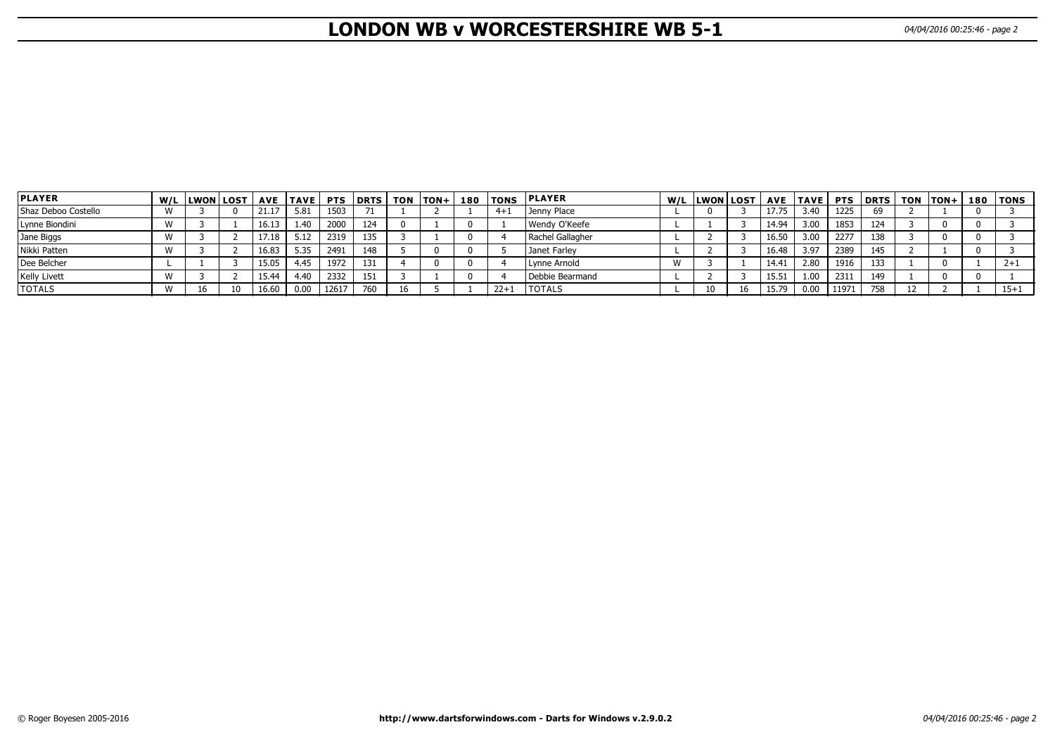# LONDON WB v WORCESTERSHIRE WB 5-1

| PLAYER | W/L | LWON | LOST | AVE | TAVE | PTS | DRTS | TON | TON+ | 180 | TONS | PLAYER | W/L | LWON | LOST | AVE | TAVE | PTS | DRTS | TON | TON+ | 180 | TONS |
|---|---|---|---|---|---|---|---|---|---|---|---|---|---|---|---|---|---|---|---|---|---|---|---|
| Shaz Deboo Costello | W | 3 | 0 | 21.17 | 5.81 | 1503 | 71 | 1 | 2 | 1 | 4+1 | Jenny Place | L | 0 | 3 | 17.75 | 3.40 | 1225 | 69 | 2 | 1 | 0 | 3 |
| Lynne Biondini | W | 3 | 1 | 16.13 | 1.40 | 2000 | 124 | 0 | 1 | 0 | 1 | Wendy O'Keefe | L | 1 | 3 | 14.94 | 3.00 | 1853 | 124 | 3 | 0 | 0 | 3 |
| Jane Biggs | W | 3 | 2 | 17.18 | 5.12 | 2319 | 135 | 3 | 1 | 0 | 4 | Rachel Gallagher | L | 2 | 3 | 16.50 | 3.00 | 2277 | 138 | 3 | 0 | 0 | 3 |
| Nikki Patten | W | 3 | 2 | 16.83 | 5.35 | 2491 | 148 | 5 | 0 | 0 | 5 | Janet Farley | L | 2 | 3 | 16.48 | 3.97 | 2389 | 145 | 2 | 1 | 0 | 3 |
| Dee Belcher | L | 1 | 3 | 15.05 | 4.45 | 1972 | 131 | 4 | 0 | 0 | 4 | Lynne Arnold | W | 3 | 1 | 14.41 | 2.80 | 1916 | 133 | 1 | 0 | 1 | 2+1 |
| Kelly Livett | W | 3 | 2 | 15.44 | 4.40 | 2332 | 151 | 3 | 1 | 0 | 4 | Debbie Bearmand | L | 2 | 3 | 15.51 | 1.00 | 2311 | 149 | 1 | 0 | 0 | 1 |
| TOTALS | W | 16 | 10 | 16.60 | 0.00 | 12617 | 760 | 16 | 5 | 1 | 22+1 | TOTALS | L | 10 | 16 | 15.79 | 0.00 | 11971 | 758 | 12 | 2 | 1 | 15+1 |